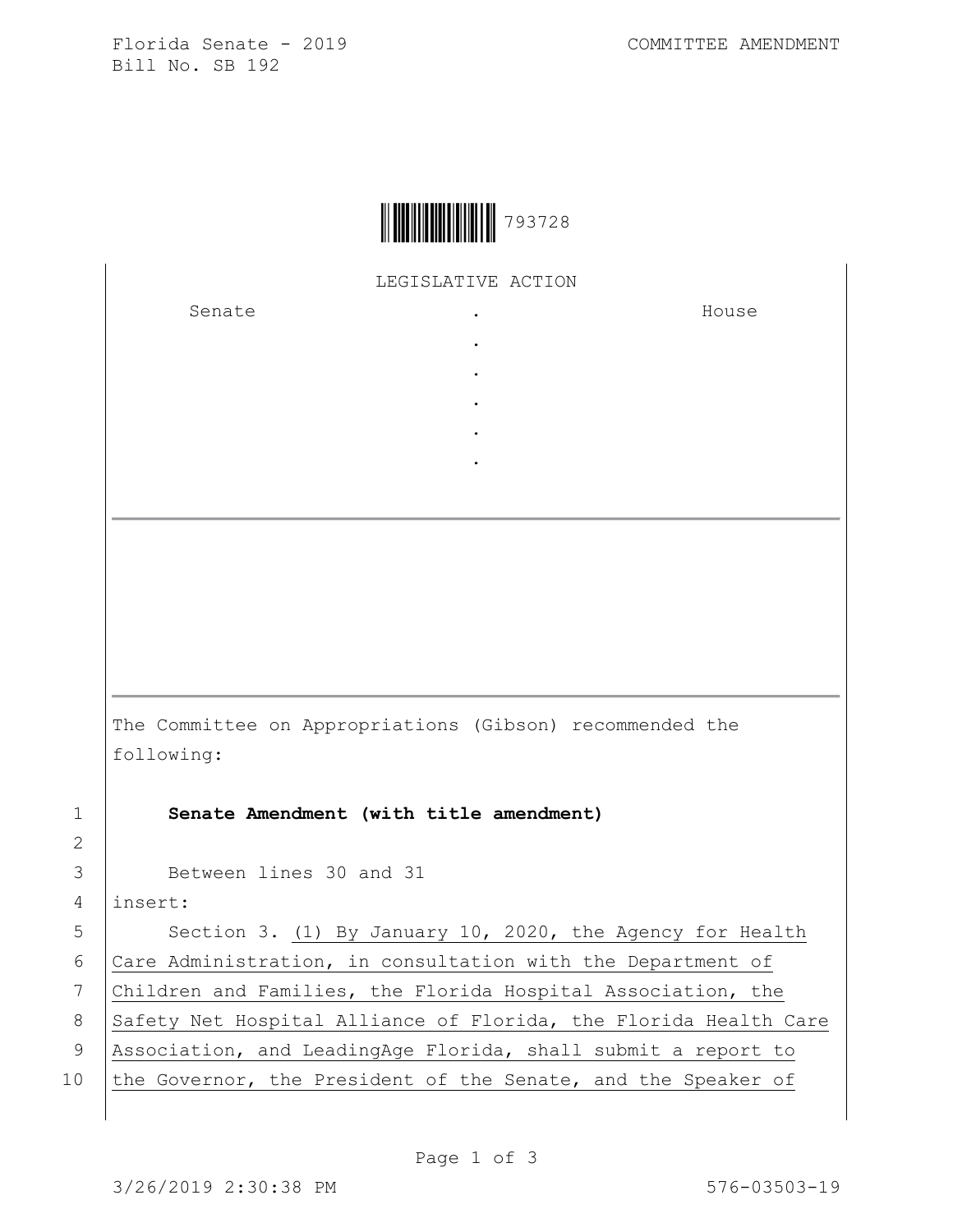Florida Senate - 2019
Bill No. SB 192

COMMITTEE AMENDMENT

793728

LEGISLATIVE ACTION

| Senate | . | House |
| --- | --- | --- |
| | . | |
| | . | |
| | . | |
| | . | |
| | . | |

The Committee on Appropriations (Gibson) recommended the following:

1 **Senate Amendment (with title amendment)**

2

3 Between lines 30 and 31

4 insert:

5 Section 3. (1) By January 10, 2020, the Agency for Health

6 Care Administration, in consultation with the Department of

7 Children and Families, the Florida Hospital Association, the

8 Safety Net Hospital Alliance of Florida, the Florida Health Care

9 Association, and LeadingAge Florida, shall submit a report to

10 the Governor, the President of the Senate, and the Speaker of

3/26/2019 2:30:38 PM

576-03503-19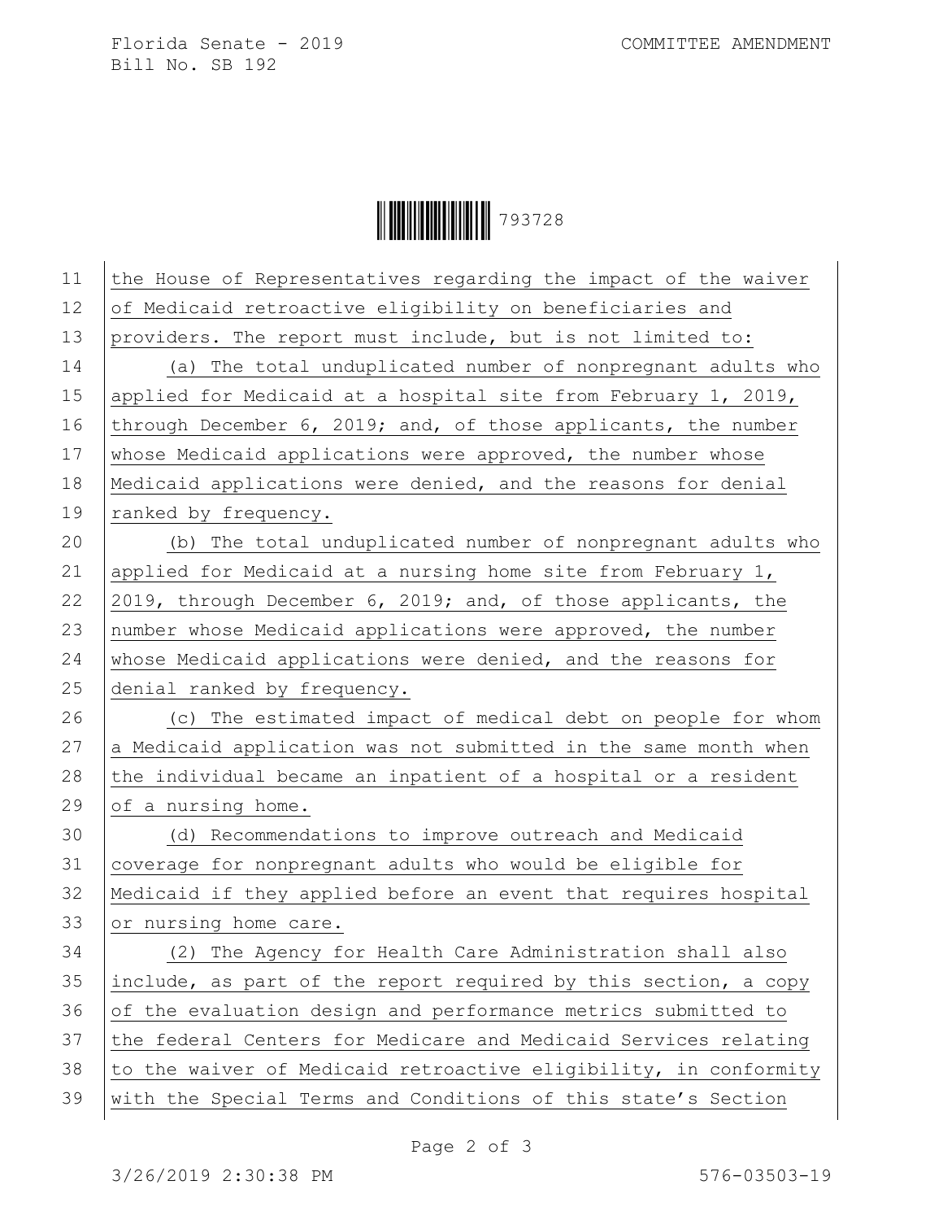the House of Representatives regarding the impact of the waiver of Medicaid retroactive eligibility on beneficiaries and providers. The report must include, but is not limited to:

(a) The total unduplicated number of nonpregnant adults who applied for Medicaid at a hospital site from February 1, 2019, through December 6, 2019; and, of those applicants, the number whose Medicaid applications were approved, the number whose Medicaid applications were denied, and the reasons for denial ranked by frequency.

(b) The total unduplicated number of nonpregnant adults who applied for Medicaid at a nursing home site from February 1, 2019, through December 6, 2019; and, of those applicants, the number whose Medicaid applications were approved, the number whose Medicaid applications were denied, and the reasons for denial ranked by frequency.

(c) The estimated impact of medical debt on people for whom a Medicaid application was not submitted in the same month when the individual became an inpatient of a hospital or a resident of a nursing home.

(d) Recommendations to improve outreach and Medicaid coverage for nonpregnant adults who would be eligible for Medicaid if they applied before an event that requires hospital or nursing home care.

(2) The Agency for Health Care Administration shall also include, as part of the report required by this section, a copy of the evaluation design and performance metrics submitted to the federal Centers for Medicare and Medicaid Services relating to the waiver of Medicaid retroactive eligibility, in conformity with the Special Terms and Conditions of this state's Section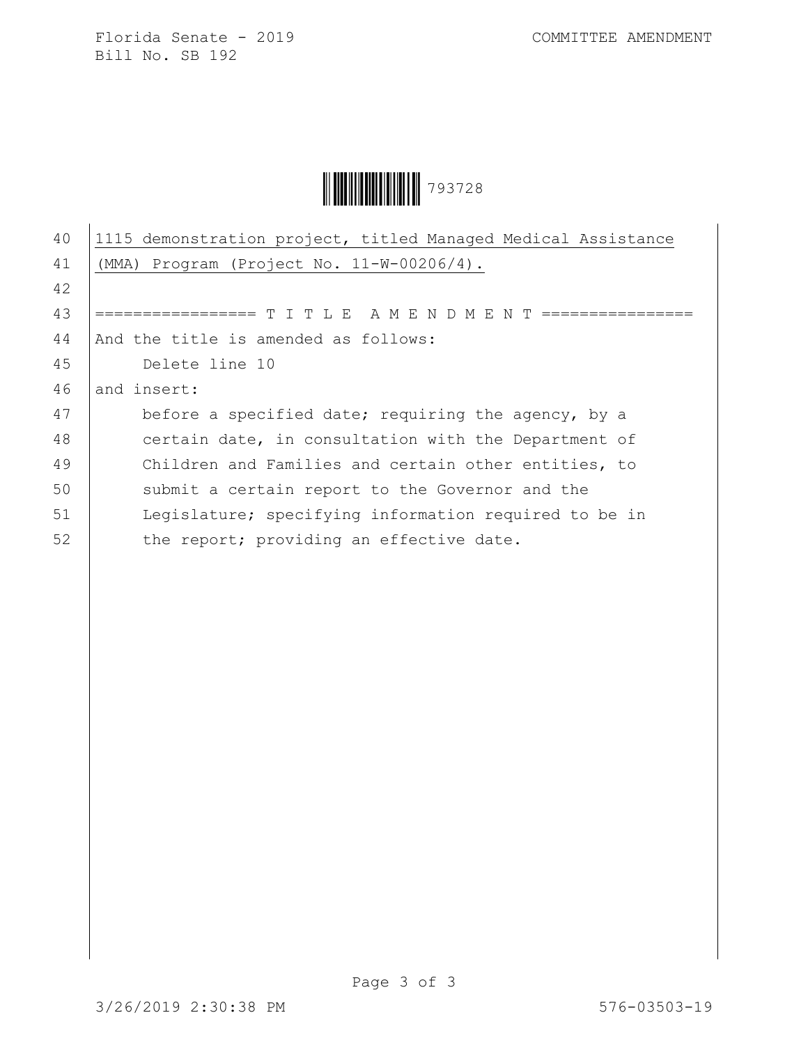1115 demonstration project, titled Managed Medical Assistance (MMA) Program (Project No. 11-W-00206/4).

================= T I T L E A M E N D M E N T ================

And the title is amended as follows:

Delete line 10

and insert:

before a specified date; requiring the agency, by a certain date, in consultation with the Department of Children and Families and certain other entities, to submit a certain report to the Governor and the Legislature; specifying information required to be in the report; providing an effective date.